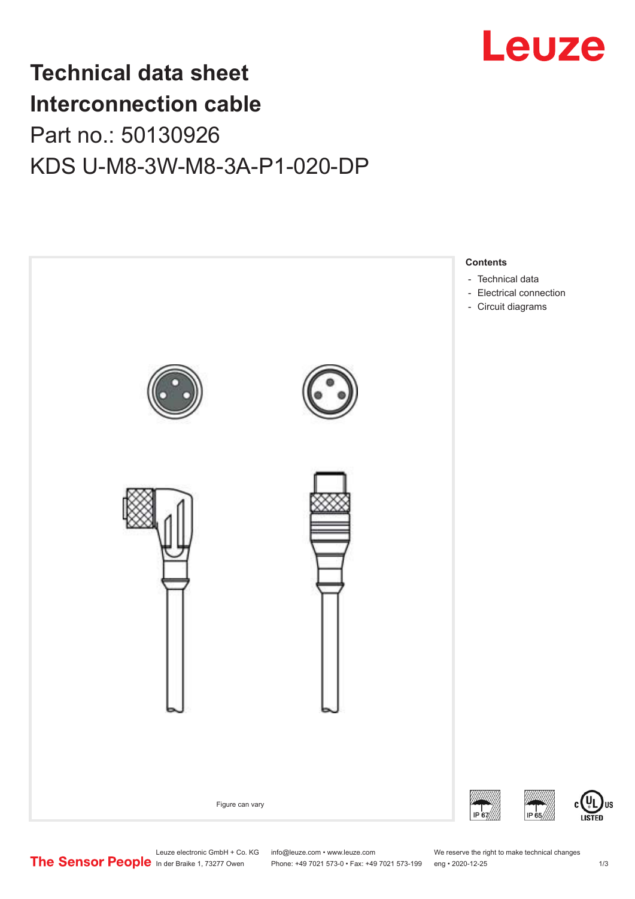# Technical data sheet
# Interconnection cable

## Part no.: 50130926

## KDS U-M8-3W-M8-3A-P1-020-DP

Figure can vary

**Contents**

- Technical data
- Electrical connection
- Circuit diagrams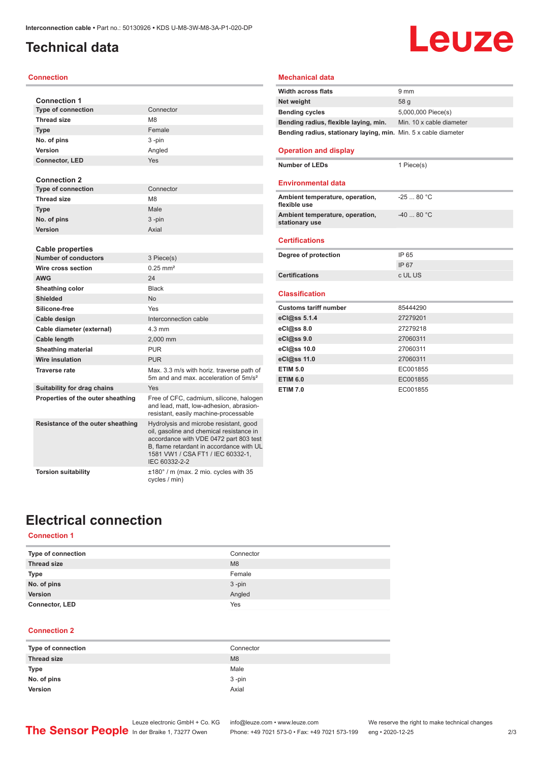# Technical data

## Connection

### Connection 1

| | |
|---|---|
| Type of connection | Connector |
| Thread size | M8 |
| Type | Female |
| No. of pins | 3 -pin |
| Version | Angled |
| Connector, LED | Yes |

### Connection 2

| | |
|---|---|
| Type of connection | Connector |
| Thread size | M8 |
| Type | Male |
| No. of pins | 3 -pin |
| Version | Axial |

### Cable properties

| | |
|---|---|
| Number of conductors | 3 Piece(s) |
| Wire cross section | 0.25 mm² |
| AWG | 24 |
| Sheathing color | Black |
| Shielded | No |
| Silicone-free | Yes |
| Cable design | Interconnection cable |
| Cable diameter (external) | 4.3 mm |
| Cable length | 2,000 mm |
| Sheathing material | PUR |
| Wire insulation | PUR |
| Traverse rate | Max. 3.3 m/s with horiz. traverse path of 5m and and max. acceleration of 5m/s² |
| Suitability for drag chains | Yes |
| Properties of the outer sheathing | Free of CFC, cadmium, silicone, halogen and lead, matt, low-adhesion, abrasion-resistant, easily machine-processable |
| Resistance of the outer sheathing | Hydrolysis and microbe resistant, good oil, gasoline and chemical resistance in accordance with VDE 0472 part 803 test B, flame retardant in accordance with UL 1581 VW1 / CSA FT1 / IEC 60332-1, IEC 60332-2-2 |
| Torsion suitability | ±180° / m (max. 2 mio. cycles with 35 cycles / min) |

## Mechanical data

| | |
|---|---|
| Width across flats | 9 mm |
| Net weight | 58 g |
| Bending cycles | 5,000,000 Piece(s) |
| Bending radius, flexible laying, min. | Min. 10 x cable diameter |
| Bending radius, stationary laying, min. | Min. 5 x cable diameter |

## Operation and display

| | |
|---|---|
| Number of LEDs | 1 Piece(s) |

## Environmental data

| | |
|---|---|
| Ambient temperature, operation, flexible use | -25 ... 80 °C |
| Ambient temperature, operation, stationary use | -40 ... 80 °C |

## Certifications

| | |
|---|---|
| Degree of protection | IP 65 |
| | IP 67 |
| Certifications | c UL US |

## Classification

| | |
|---|---|
| Customs tariff number | 85444290 |
| eCl@ss 5.1.4 | 27279201 |
| eCl@ss 8.0 | 27279218 |
| eCl@ss 9.0 | 27060311 |
| eCl@ss 10.0 | 27060311 |
| eCl@ss 11.0 | 27060311 |
| ETIM 5.0 | EC001855 |
| ETIM 6.0 | EC001855 |
| ETIM 7.0 | EC001855 |

# Electrical connection

## Connection 1

| | |
|---|---|
| Type of connection | Connector |
| Thread size | M8 |
| Type | Female |
| No. of pins | 3 -pin |
| Version | Angled |
| Connector, LED | Yes |

## Connection 2

| | |
|---|---|
| Type of connection | Connector |
| Thread size | M8 |
| Type | Male |
| No. of pins | 3 -pin |
| Version | Axial |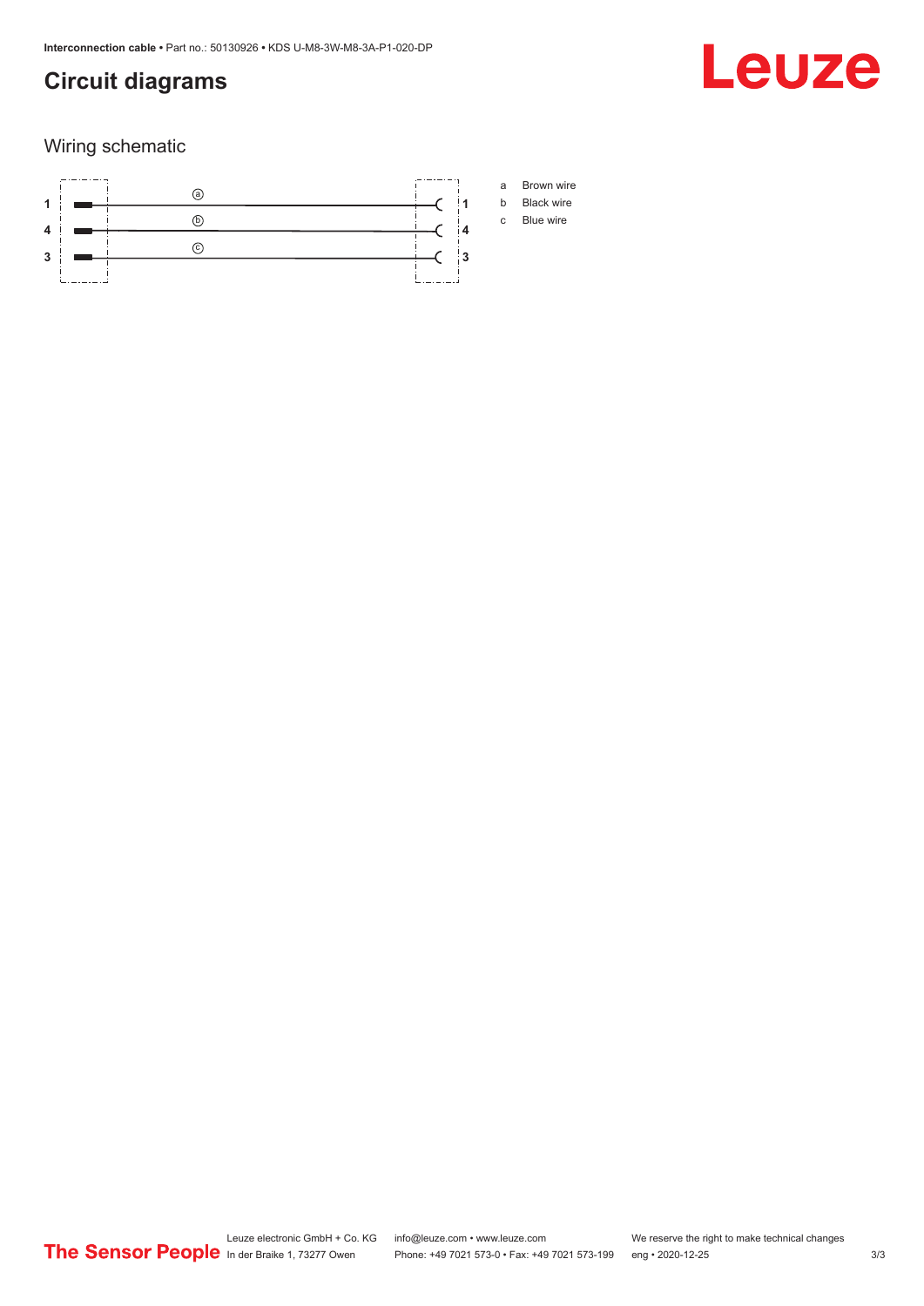## Circuit diagrams

### Wiring schematic

1
4
3
a
b
c
1
4
3

| | |
|---|---|
| a | Brown wire |
| b | Black wire |
| c | Blue wire |